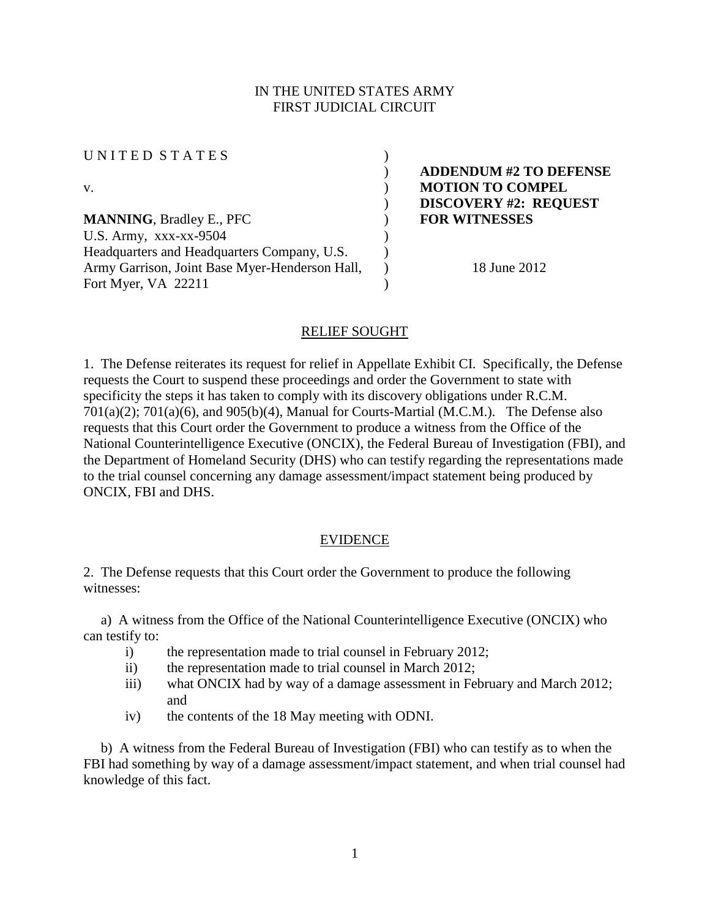IN THE UNITED STATES ARMY
FIRST JUDICIAL CIRCUIT

| | | |
|---|---|---|
| UNITED STATES | ) | |
| | ) | **ADDENDUM #2 TO DEFENSE** |
| v. | ) | **MOTION TO COMPEL** |
| | ) | **DISCOVERY #2: REQUEST** |
| **MANNING**, Bradley E., PFC | ) | **FOR WITNESSES** |
| U.S. Army, xxx-xx-9504 | ) | |
| Headquarters and Headquarters Company, U.S. | ) | |
| Army Garrison, Joint Base Myer-Henderson Hall, | ) | 18 June 2012 |
| Fort Myer, VA 22211 | ) | |

## RELIEF SOUGHT

1. The Defense reiterates its request for relief in Appellate Exhibit CI. Specifically, the Defense requests the Court to suspend these proceedings and order the Government to state with specificity the steps it has taken to comply with its discovery obligations under R.C.M. 701(a)(2); 701(a)(6), and 905(b)(4), Manual for Courts-Martial (M.C.M.). The Defense also requests that this Court order the Government to produce a witness from the Office of the National Counterintelligence Executive (ONCIX), the Federal Bureau of Investigation (FBI), and the Department of Homeland Security (DHS) who can testify regarding the representations made to the trial counsel concerning any damage assessment/impact statement being produced by ONCIX, FBI and DHS.

## EVIDENCE

2. The Defense requests that this Court order the Government to produce the following witnesses:

a) A witness from the Office of the National Counterintelligence Executive (ONCIX) who can testify to:

  i) the representation made to trial counsel in February 2012;
  ii) the representation made to trial counsel in March 2012;
  iii) what ONCIX had by way of a damage assessment in February and March 2012; and
  iv) the contents of the 18 May meeting with ODNI.

b) A witness from the Federal Bureau of Investigation (FBI) who can testify as to when the FBI had something by way of a damage assessment/impact statement, and when trial counsel had knowledge of this fact.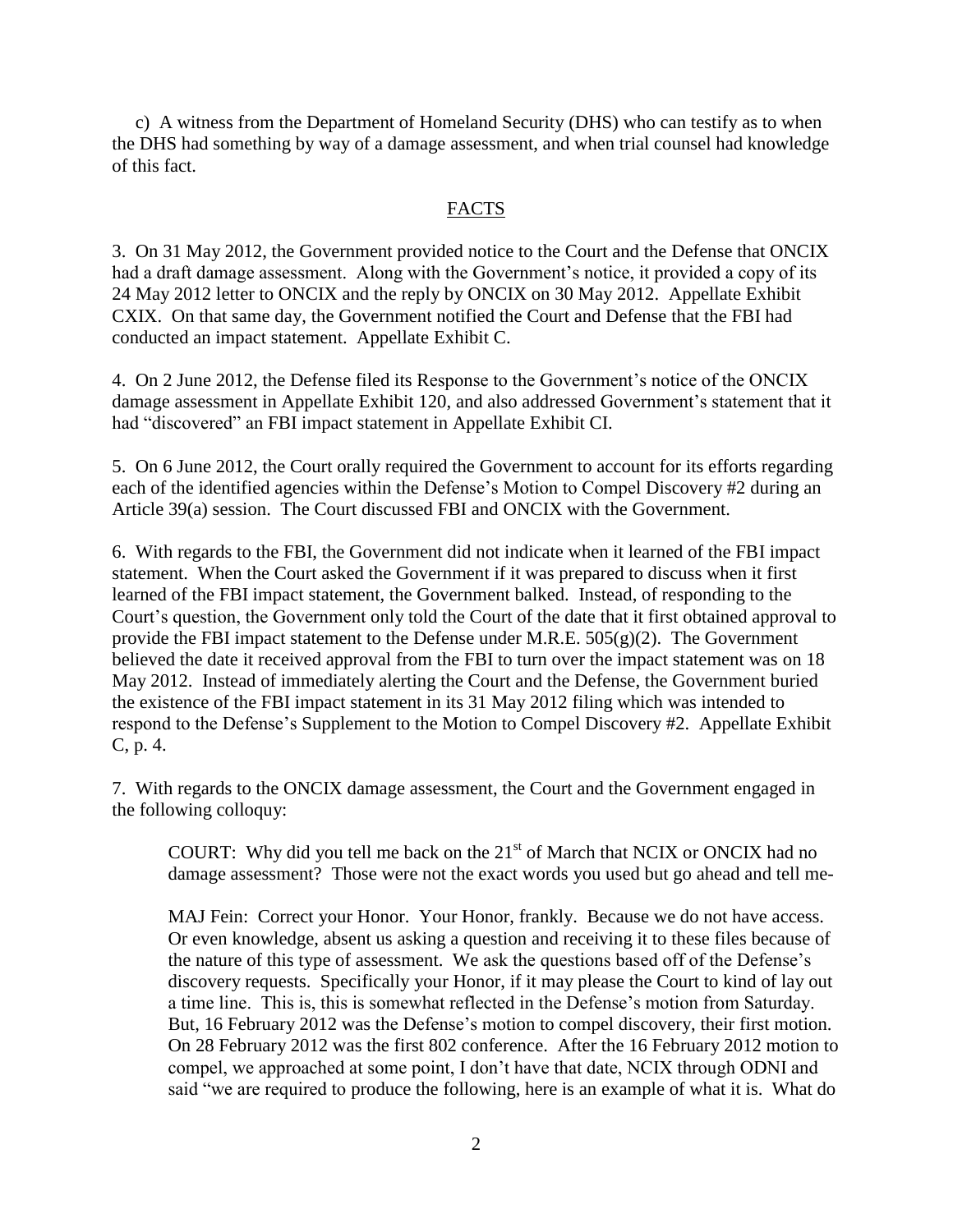c) A witness from the Department of Homeland Security (DHS) who can testify as to when the DHS had something by way of a damage assessment, and when trial counsel had knowledge of this fact.

## FACTS

3. On 31 May 2012, the Government provided notice to the Court and the Defense that ONCIX had a draft damage assessment. Along with the Government's notice, it provided a copy of its 24 May 2012 letter to ONCIX and the reply by ONCIX on 30 May 2012. Appellate Exhibit CXIX. On that same day, the Government notified the Court and Defense that the FBI had conducted an impact statement. Appellate Exhibit C.

4. On 2 June 2012, the Defense filed its Response to the Government's notice of the ONCIX damage assessment in Appellate Exhibit 120, and also addressed Government's statement that it had "discovered" an FBI impact statement in Appellate Exhibit CI.

5. On 6 June 2012, the Court orally required the Government to account for its efforts regarding each of the identified agencies within the Defense's Motion to Compel Discovery #2 during an Article 39(a) session. The Court discussed FBI and ONCIX with the Government.

6. With regards to the FBI, the Government did not indicate when it learned of the FBI impact statement. When the Court asked the Government if it was prepared to discuss when it first learned of the FBI impact statement, the Government balked. Instead, of responding to the Court's question, the Government only told the Court of the date that it first obtained approval to provide the FBI impact statement to the Defense under M.R.E. 505(g)(2). The Government believed the date it received approval from the FBI to turn over the impact statement was on 18 May 2012. Instead of immediately alerting the Court and the Defense, the Government buried the existence of the FBI impact statement in its 31 May 2012 filing which was intended to respond to the Defense's Supplement to the Motion to Compel Discovery #2. Appellate Exhibit C, p. 4.

7. With regards to the ONCIX damage assessment, the Court and the Government engaged in the following colloquy:

> COURT: Why did you tell me back on the 21st of March that NCIX or ONCIX had no damage assessment? Those were not the exact words you used but go ahead and tell me-
>
> MAJ Fein: Correct your Honor. Your Honor, frankly. Because we do not have access. Or even knowledge, absent us asking a question and receiving it to these files because of the nature of this type of assessment. We ask the questions based off of the Defense's discovery requests. Specifically your Honor, if it may please the Court to kind of lay out a time line. This is, this is somewhat reflected in the Defense's motion from Saturday. But, 16 February 2012 was the Defense's motion to compel discovery, their first motion. On 28 February 2012 was the first 802 conference. After the 16 February 2012 motion to compel, we approached at some point, I don't have that date, NCIX through ODNI and said "we are required to produce the following, here is an example of what it is. What do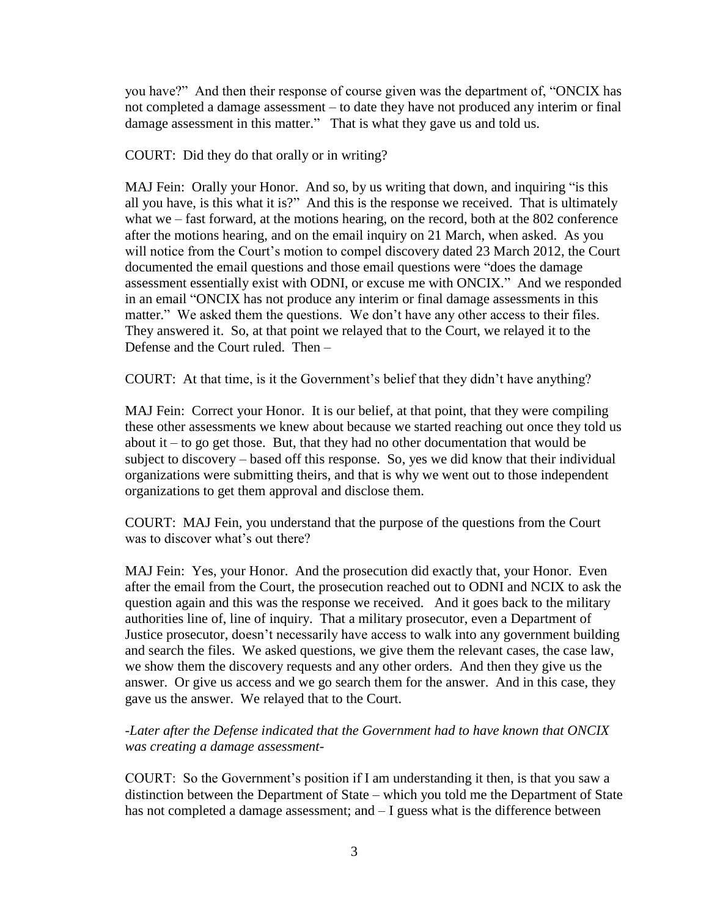you have?" And then their response of course given was the department of, "ONCIX has not completed a damage assessment – to date they have not produced any interim or final damage assessment in this matter." That is what they gave us and told us.

COURT: Did they do that orally or in writing?

MAJ Fein: Orally your Honor. And so, by us writing that down, and inquiring "is this all you have, is this what it is?" And this is the response we received. That is ultimately what we – fast forward, at the motions hearing, on the record, both at the 802 conference after the motions hearing, and on the email inquiry on 21 March, when asked. As you will notice from the Court's motion to compel discovery dated 23 March 2012, the Court documented the email questions and those email questions were "does the damage assessment essentially exist with ODNI, or excuse me with ONCIX." And we responded in an email "ONCIX has not produce any interim or final damage assessments in this matter." We asked them the questions. We don't have any other access to their files. They answered it. So, at that point we relayed that to the Court, we relayed it to the Defense and the Court ruled. Then –

COURT: At that time, is it the Government's belief that they didn't have anything?

MAJ Fein: Correct your Honor. It is our belief, at that point, that they were compiling these other assessments we knew about because we started reaching out once they told us about it – to go get those. But, that they had no other documentation that would be subject to discovery – based off this response. So, yes we did know that their individual organizations were submitting theirs, and that is why we went out to those independent organizations to get them approval and disclose them.

COURT: MAJ Fein, you understand that the purpose of the questions from the Court was to discover what's out there?

MAJ Fein: Yes, your Honor. And the prosecution did exactly that, your Honor. Even after the email from the Court, the prosecution reached out to ODNI and NCIX to ask the question again and this was the response we received. And it goes back to the military authorities line of, line of inquiry. That a military prosecutor, even a Department of Justice prosecutor, doesn't necessarily have access to walk into any government building and search the files. We asked questions, we give them the relevant cases, the case law, we show them the discovery requests and any other orders. And then they give us the answer. Or give us access and we go search them for the answer. And in this case, they gave us the answer. We relayed that to the Court.

*-Later after the Defense indicated that the Government had to have known that ONCIX was creating a damage assessment-*

COURT: So the Government's position if I am understanding it then, is that you saw a distinction between the Department of State – which you told me the Department of State has not completed a damage assessment; and – I guess what is the difference between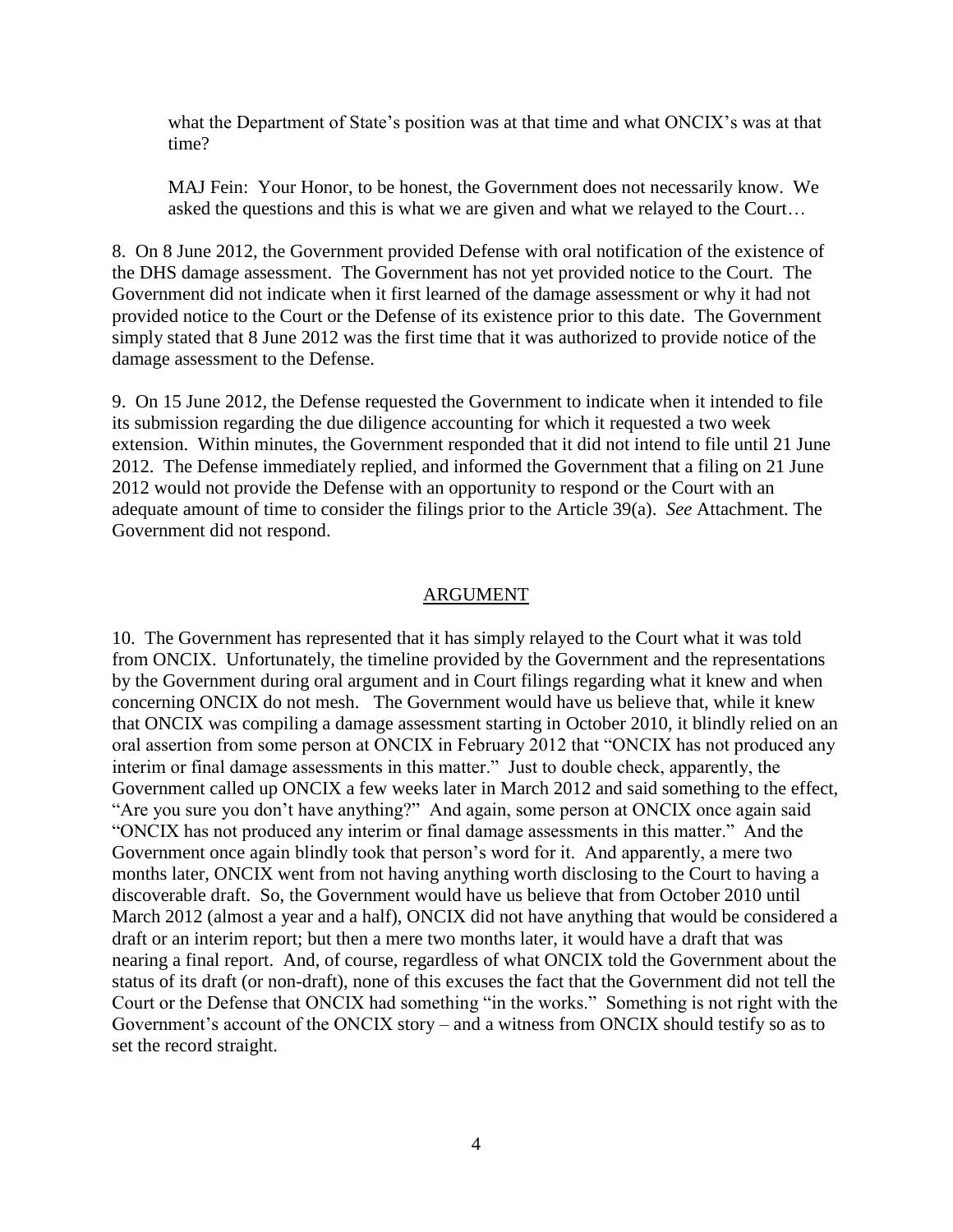> what the Department of State's position was at that time and what ONCIX's was at that time?
>
> MAJ Fein: Your Honor, to be honest, the Government does not necessarily know. We asked the questions and this is what we are given and what we relayed to the Court…

8. On 8 June 2012, the Government provided Defense with oral notification of the existence of the DHS damage assessment. The Government has not yet provided notice to the Court. The Government did not indicate when it first learned of the damage assessment or why it had not provided notice to the Court or the Defense of its existence prior to this date. The Government simply stated that 8 June 2012 was the first time that it was authorized to provide notice of the damage assessment to the Defense.

9. On 15 June 2012, the Defense requested the Government to indicate when it intended to file its submission regarding the due diligence accounting for which it requested a two week extension. Within minutes, the Government responded that it did not intend to file until 21 June 2012. The Defense immediately replied, and informed the Government that a filing on 21 June 2012 would not provide the Defense with an opportunity to respond or the Court with an adequate amount of time to consider the filings prior to the Article 39(a). *See* Attachment. The Government did not respond.

## ARGUMENT

10. The Government has represented that it has simply relayed to the Court what it was told from ONCIX. Unfortunately, the timeline provided by the Government and the representations by the Government during oral argument and in Court filings regarding what it knew and when concerning ONCIX do not mesh. The Government would have us believe that, while it knew that ONCIX was compiling a damage assessment starting in October 2010, it blindly relied on an oral assertion from some person at ONCIX in February 2012 that "ONCIX has not produced any interim or final damage assessments in this matter." Just to double check, apparently, the Government called up ONCIX a few weeks later in March 2012 and said something to the effect, "Are you sure you don't have anything?" And again, some person at ONCIX once again said "ONCIX has not produced any interim or final damage assessments in this matter." And the Government once again blindly took that person's word for it. And apparently, a mere two months later, ONCIX went from not having anything worth disclosing to the Court to having a discoverable draft. So, the Government would have us believe that from October 2010 until March 2012 (almost a year and a half), ONCIX did not have anything that would be considered a draft or an interim report; but then a mere two months later, it would have a draft that was nearing a final report. And, of course, regardless of what ONCIX told the Government about the status of its draft (or non-draft), none of this excuses the fact that the Government did not tell the Court or the Defense that ONCIX had something "in the works." Something is not right with the Government's account of the ONCIX story – and a witness from ONCIX should testify so as to set the record straight.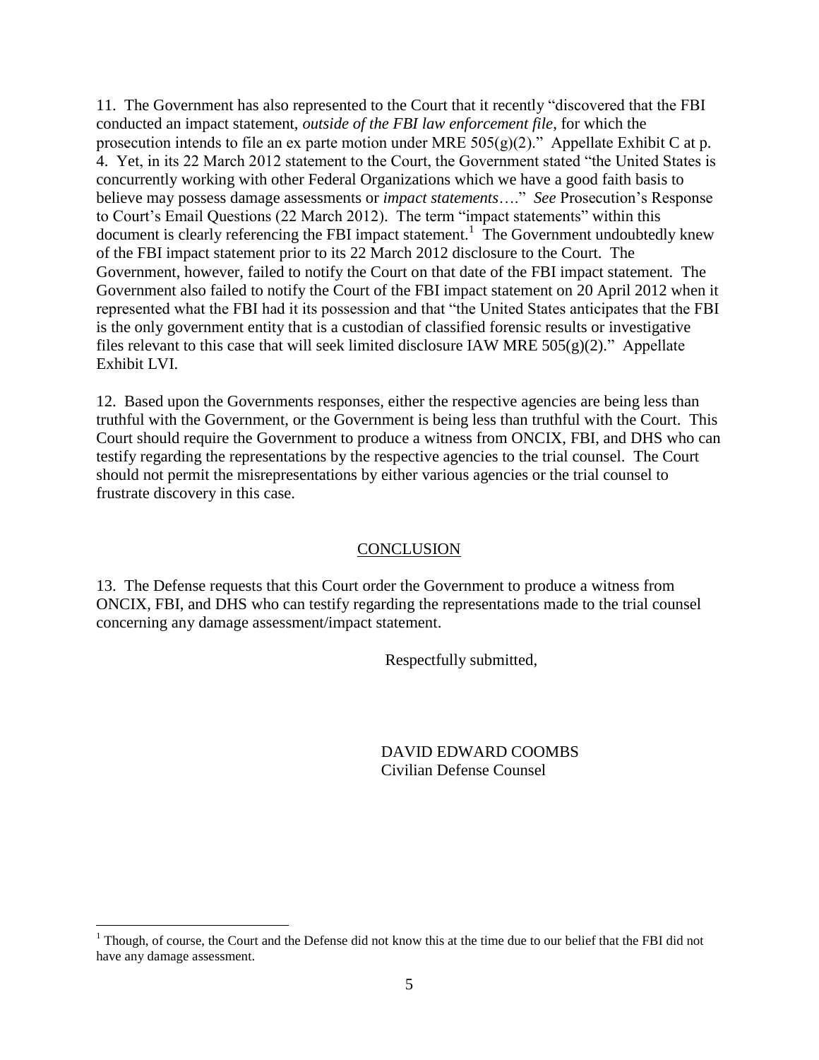11. The Government has also represented to the Court that it recently "discovered that the FBI conducted an impact statement, *outside of the FBI law enforcement file*, for which the prosecution intends to file an ex parte motion under MRE 505(g)(2)." Appellate Exhibit C at p. 4. Yet, in its 22 March 2012 statement to the Court, the Government stated "the United States is concurrently working with other Federal Organizations which we have a good faith basis to believe may possess damage assessments or *impact statements*…." *See* Prosecution's Response to Court's Email Questions (22 March 2012). The term "impact statements" within this document is clearly referencing the FBI impact statement.[1] The Government undoubtedly knew of the FBI impact statement prior to its 22 March 2012 disclosure to the Court. The Government, however, failed to notify the Court on that date of the FBI impact statement. The Government also failed to notify the Court of the FBI impact statement on 20 April 2012 when it represented what the FBI had it its possession and that "the United States anticipates that the FBI is the only government entity that is a custodian of classified forensic results or investigative files relevant to this case that will seek limited disclosure IAW MRE 505(g)(2)." Appellate Exhibit LVI.

12. Based upon the Governments responses, either the respective agencies are being less than truthful with the Government, or the Government is being less than truthful with the Court. This Court should require the Government to produce a witness from ONCIX, FBI, and DHS who can testify regarding the representations by the respective agencies to the trial counsel. The Court should not permit the misrepresentations by either various agencies or the trial counsel to frustrate discovery in this case.

## CONCLUSION

13. The Defense requests that this Court order the Government to produce a witness from ONCIX, FBI, and DHS who can testify regarding the representations made to the trial counsel concerning any damage assessment/impact statement.

Respectfully submitted,

DAVID EDWARD COOMBS
Civilian Defense Counsel

---

[1] Though, of course, the Court and the Defense did not know this at the time due to our belief that the FBI did not have any damage assessment.